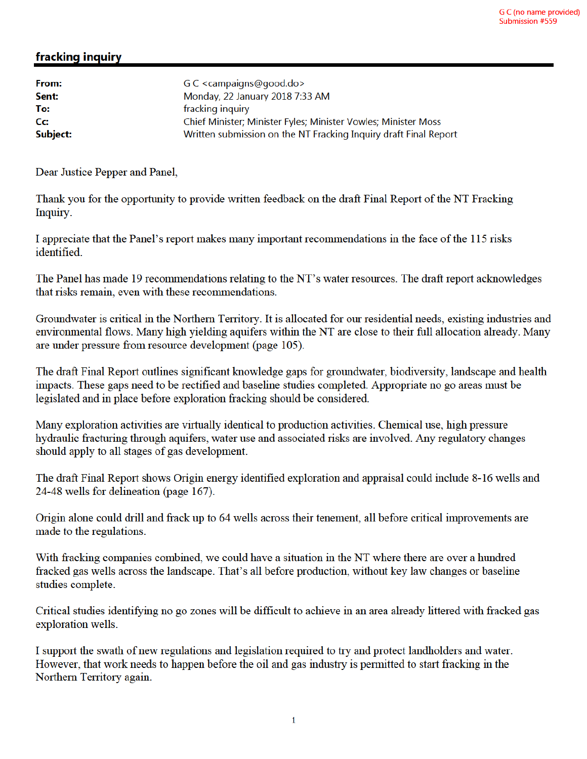G C (no name provided)
Submission #559

## fracking inquiry

| | |
|---|---|
| **From:** | G C <campaigns@good.do> |
| **Sent:** | Monday, 22 January 2018 7:33 AM |
| **To:** | fracking inquiry |
| **Cc:** | Chief Minister; Minister Fyles; Minister Vowles; Minister Moss |
| **Subject:** | Written submission on the NT Fracking Inquiry draft Final Report |

Dear Justice Pepper and Panel,

Thank you for the opportunity to provide written feedback on the draft Final Report of the NT Fracking Inquiry.

I appreciate that the Panel's report makes many important recommendations in the face of the 115 risks identified.

The Panel has made 19 recommendations relating to the NT's water resources. The draft report acknowledges that risks remain, even with these recommendations.

Groundwater is critical in the Northern Territory. It is allocated for our residential needs, existing industries and environmental flows. Many high yielding aquifers within the NT are close to their full allocation already. Many are under pressure from resource development (page 105).

The draft Final Report outlines significant knowledge gaps for groundwater, biodiversity, landscape and health impacts. These gaps need to be rectified and baseline studies completed. Appropriate no go areas must be legislated and in place before exploration fracking should be considered.

Many exploration activities are virtually identical to production activities. Chemical use, high pressure hydraulic fracturing through aquifers, water use and associated risks are involved. Any regulatory changes should apply to all stages of gas development.

The draft Final Report shows Origin energy identified exploration and appraisal could include 8-16 wells and 24-48 wells for delineation (page 167).

Origin alone could drill and frack up to 64 wells across their tenement, all before critical improvements are made to the regulations.

With fracking companies combined, we could have a situation in the NT where there are over a hundred fracked gas wells across the landscape. That's all before production, without key law changes or baseline studies complete.

Critical studies identifying no go zones will be difficult to achieve in an area already littered with fracked gas exploration wells.

I support the swath of new regulations and legislation required to try and protect landholders and water. However, that work needs to happen before the oil and gas industry is permitted to start fracking in the Northern Territory again.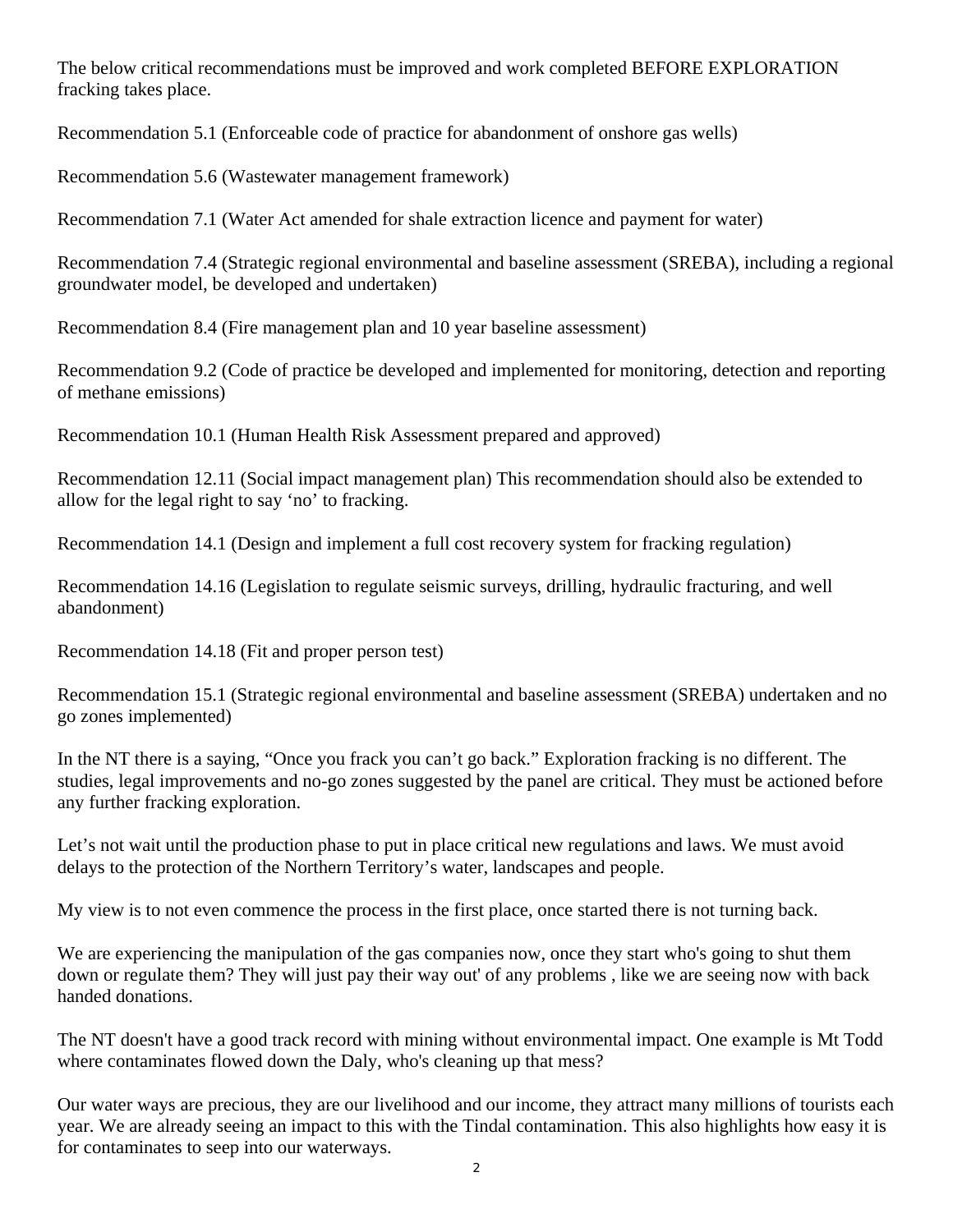The below critical recommendations must be improved and work completed BEFORE EXPLORATION fracking takes place.

Recommendation 5.1 (Enforceable code of practice for abandonment of onshore gas wells)

Recommendation 5.6 (Wastewater management framework)

Recommendation 7.1 (Water Act amended for shale extraction licence and payment for water)

Recommendation 7.4 (Strategic regional environmental and baseline assessment (SREBA), including a regional groundwater model, be developed and undertaken)

Recommendation 8.4 (Fire management plan and 10 year baseline assessment)

Recommendation 9.2 (Code of practice be developed and implemented for monitoring, detection and reporting of methane emissions)

Recommendation 10.1 (Human Health Risk Assessment prepared and approved)

Recommendation 12.11 (Social impact management plan) This recommendation should also be extended to allow for the legal right to say 'no' to fracking.

Recommendation 14.1 (Design and implement a full cost recovery system for fracking regulation)

Recommendation 14.16 (Legislation to regulate seismic surveys, drilling, hydraulic fracturing, and well abandonment)

Recommendation 14.18 (Fit and proper person test)

Recommendation 15.1 (Strategic regional environmental and baseline assessment (SREBA) undertaken and no go zones implemented)

In the NT there is a saying, "Once you frack you can't go back." Exploration fracking is no different. The studies, legal improvements and no-go zones suggested by the panel are critical. They must be actioned before any further fracking exploration.

Let's not wait until the production phase to put in place critical new regulations and laws. We must avoid delays to the protection of the Northern Territory's water, landscapes and people.

My view is to not even commence the process in the first place, once started there is not turning back.

We are experiencing the manipulation of the gas companies now, once they start who's going to shut them down or regulate them? They will just pay their way out' of any problems , like we are seeing now with back handed donations.

The NT doesn't have a good track record with mining without environmental impact. One example is Mt Todd where contaminates flowed down the Daly, who's cleaning up that mess?

Our water ways are precious, they are our livelihood and our income, they attract many millions of tourists each year. We are already seeing an impact to this with the Tindal contamination. This also highlights how easy it is for contaminates to seep into our waterways.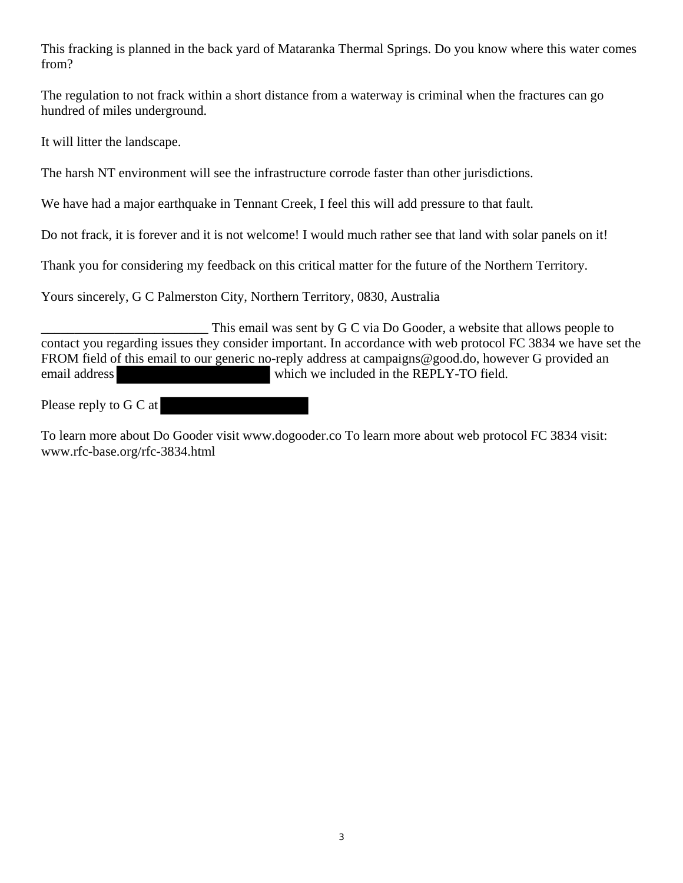This fracking is planned in the back yard of Mataranka Thermal Springs. Do you know where this water comes from?

The regulation to not frack within a short distance from a waterway is criminal when the fractures can go hundred of miles underground.

It will litter the landscape.

The harsh NT environment will see the infrastructure corrode faster than other jurisdictions.

We have had a major earthquake in Tennant Creek, I feel this will add pressure to that fault.

Do not frack, it is forever and it is not welcome! I would much rather see that land with solar panels on it!

Thank you for considering my feedback on this critical matter for the future of the Northern Territory.

Yours sincerely, G C Palmerston City, Northern Territory, 0830, Australia

_________________________ This email was sent by G C via Do Gooder, a website that allows people to contact you regarding issues they consider important. In accordance with web protocol FC 3834 we have set the FROM field of this email to our generic no-reply address at campaigns@good.do, however G provided an email address [redacted] which we included in the REPLY-TO field.

Please reply to G C at [redacted]

To learn more about Do Gooder visit www.dogooder.co To learn more about web protocol FC 3834 visit: www.rfc-base.org/rfc-3834.html